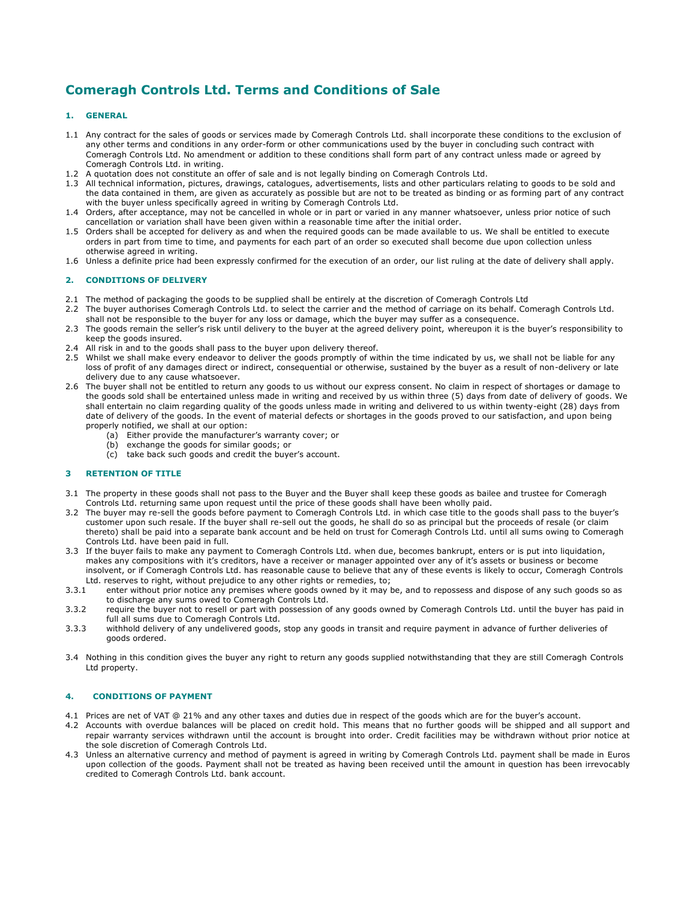# Comeragh Controls Ltd. Terms and Conditions of Sale

## 1. GENERAL

1.1 Any contract for the sales of goods or services made by Comeragh Controls Ltd. shall incorporate these conditions to the exclusion of any other terms and conditions in any order-form or other communications used by the buyer in concluding such contract with Comeragh Controls Ltd. No amendment or addition to these conditions shall form part of any contract unless made or agreed by Comeragh Controls Ltd. in writing.

1.2 A quotation does not constitute an offer of sale and is not legally binding on Comeragh Controls Ltd.

1.3 All technical information, pictures, drawings, catalogues, advertisements, lists and other particulars relating to goods to be sold and the data contained in them, are given as accurately as possible but are not to be treated as binding or as forming part of any contract with the buyer unless specifically agreed in writing by Comeragh Controls Ltd.

1.4 Orders, after acceptance, may not be cancelled in whole or in part or varied in any manner whatsoever, unless prior notice of such cancellation or variation shall have been given within a reasonable time after the initial order.

1.5 Orders shall be accepted for delivery as and when the required goods can be made available to us. We shall be entitled to execute orders in part from time to time, and payments for each part of an order so executed shall become due upon collection unless otherwise agreed in writing.

1.6 Unless a definite price had been expressly confirmed for the execution of an order, our list ruling at the date of delivery shall apply.

## 2. CONDITIONS OF DELIVERY

2.1 The method of packaging the goods to be supplied shall be entirely at the discretion of Comeragh Controls Ltd

2.2 The buyer authorises Comeragh Controls Ltd. to select the carrier and the method of carriage on its behalf. Comeragh Controls Ltd. shall not be responsible to the buyer for any loss or damage, which the buyer may suffer as a consequence.

2.3 The goods remain the seller's risk until delivery to the buyer at the agreed delivery point, whereupon it is the buyer's responsibility to keep the goods insured.

2.4 All risk in and to the goods shall pass to the buyer upon delivery thereof.

2.5 Whilst we shall make every endeavor to deliver the goods promptly of within the time indicated by us, we shall not be liable for any loss of profit of any damages direct or indirect, consequential or otherwise, sustained by the buyer as a result of non-delivery or late delivery due to any cause whatsoever.

2.6 The buyer shall not be entitled to return any goods to us without our express consent. No claim in respect of shortages or damage to the goods sold shall be entertained unless made in writing and received by us within three (5) days from date of delivery of goods. We shall entertain no claim regarding quality of the goods unless made in writing and delivered to us within twenty-eight (28) days from date of delivery of the goods. In the event of material defects or shortages in the goods proved to our satisfaction, and upon being properly notified, we shall at our option:

   (a) Either provide the manufacturer's warranty cover; or
   (b) exchange the goods for similar goods; or
   (c) take back such goods and credit the buyer's account.

## 3 RETENTION OF TITLE

3.1 The property in these goods shall not pass to the Buyer and the Buyer shall keep these goods as bailee and trustee for Comeragh Controls Ltd. returning same upon request until the price of these goods shall have been wholly paid.

3.2 The buyer may re-sell the goods before payment to Comeragh Controls Ltd. in which case title to the goods shall pass to the buyer's customer upon such resale. If the buyer shall re-sell out the goods, he shall do so as principal but the proceeds of resale (or claim thereto) shall be paid into a separate bank account and be held on trust for Comeragh Controls Ltd. until all sums owing to Comeragh Controls Ltd. have been paid in full.

3.3 If the buyer fails to make any payment to Comeragh Controls Ltd. when due, becomes bankrupt, enters or is put into liquidation, makes any compositions with it's creditors, have a receiver or manager appointed over any of it's assets or business or become insolvent, or if Comeragh Controls Ltd. has reasonable cause to believe that any of these events is likely to occur, Comeragh Controls Ltd. reserves to right, without prejudice to any other rights or remedies, to;

3.3.1 enter without prior notice any premises where goods owned by it may be, and to repossess and dispose of any such goods so as to discharge any sums owed to Comeragh Controls Ltd.

3.3.2 require the buyer not to resell or part with possession of any goods owned by Comeragh Controls Ltd. until the buyer has paid in full all sums due to Comeragh Controls Ltd.

3.3.3 withhold delivery of any undelivered goods, stop any goods in transit and require payment in advance of further deliveries of goods ordered.

3.4 Nothing in this condition gives the buyer any right to return any goods supplied notwithstanding that they are still Comeragh Controls Ltd property.

## 4. CONDITIONS OF PAYMENT

4.1 Prices are net of VAT @ 21% and any other taxes and duties due in respect of the goods which are for the buyer's account.

4.2 Accounts with overdue balances will be placed on credit hold. This means that no further goods will be shipped and all support and repair warranty services withdrawn until the account is brought into order. Credit facilities may be withdrawn without prior notice at the sole discretion of Comeragh Controls Ltd.

4.3 Unless an alternative currency and method of payment is agreed in writing by Comeragh Controls Ltd. payment shall be made in Euros upon collection of the goods. Payment shall not be treated as having been received until the amount in question has been irrevocably credited to Comeragh Controls Ltd. bank account.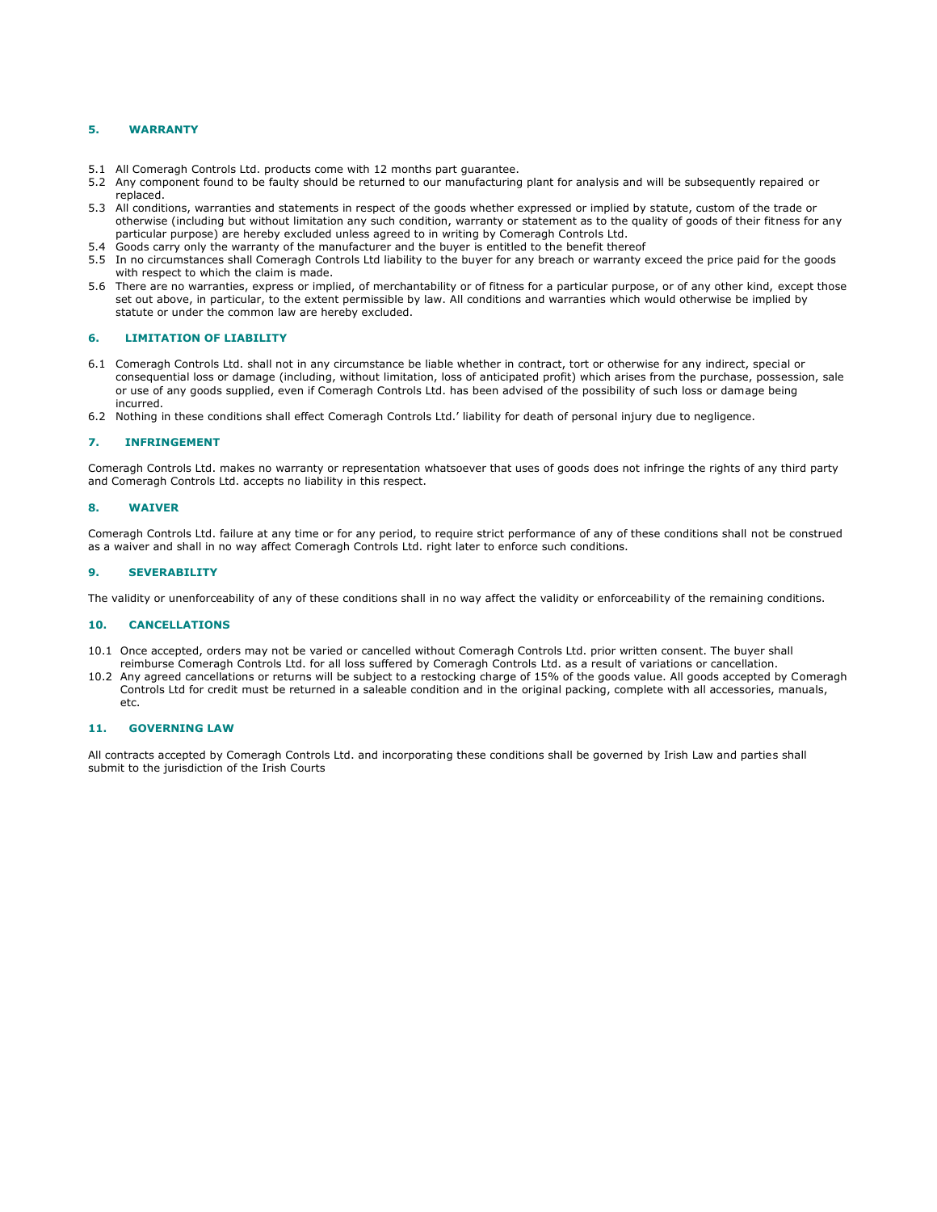## 5. WARRANTY

5.1 All Comeragh Controls Ltd. products come with 12 months part guarantee.

5.2 Any component found to be faulty should be returned to our manufacturing plant for analysis and will be subsequently repaired or replaced.

5.3 All conditions, warranties and statements in respect of the goods whether expressed or implied by statute, custom of the trade or otherwise (including but without limitation any such condition, warranty or statement as to the quality of goods of their fitness for any particular purpose) are hereby excluded unless agreed to in writing by Comeragh Controls Ltd.

5.4 Goods carry only the warranty of the manufacturer and the buyer is entitled to the benefit thereof

5.5 In no circumstances shall Comeragh Controls Ltd liability to the buyer for any breach or warranty exceed the price paid for the goods with respect to which the claim is made.

5.6 There are no warranties, express or implied, of merchantability or of fitness for a particular purpose, or of any other kind, except those set out above, in particular, to the extent permissible by law. All conditions and warranties which would otherwise be implied by statute or under the common law are hereby excluded.

## 6. LIMITATION OF LIABILITY

6.1 Comeragh Controls Ltd. shall not in any circumstance be liable whether in contract, tort or otherwise for any indirect, special or consequential loss or damage (including, without limitation, loss of anticipated profit) which arises from the purchase, possession, sale or use of any goods supplied, even if Comeragh Controls Ltd. has been advised of the possibility of such loss or damage being incurred.

6.2 Nothing in these conditions shall effect Comeragh Controls Ltd.' liability for death of personal injury due to negligence.

## 7. INFRINGEMENT

Comeragh Controls Ltd. makes no warranty or representation whatsoever that uses of goods does not infringe the rights of any third party and Comeragh Controls Ltd. accepts no liability in this respect.

## 8. WAIVER

Comeragh Controls Ltd. failure at any time or for any period, to require strict performance of any of these conditions shall not be construed as a waiver and shall in no way affect Comeragh Controls Ltd. right later to enforce such conditions.

## 9. SEVERABILITY

The validity or unenforceability of any of these conditions shall in no way affect the validity or enforceability of the remaining conditions.

## 10. CANCELLATIONS

10.1 Once accepted, orders may not be varied or cancelled without Comeragh Controls Ltd. prior written consent. The buyer shall reimburse Comeragh Controls Ltd. for all loss suffered by Comeragh Controls Ltd. as a result of variations or cancellation.

10.2 Any agreed cancellations or returns will be subject to a restocking charge of 15% of the goods value. All goods accepted by Comeragh Controls Ltd for credit must be returned in a saleable condition and in the original packing, complete with all accessories, manuals, etc.

## 11. GOVERNING LAW

All contracts accepted by Comeragh Controls Ltd. and incorporating these conditions shall be governed by Irish Law and parties shall submit to the jurisdiction of the Irish Courts